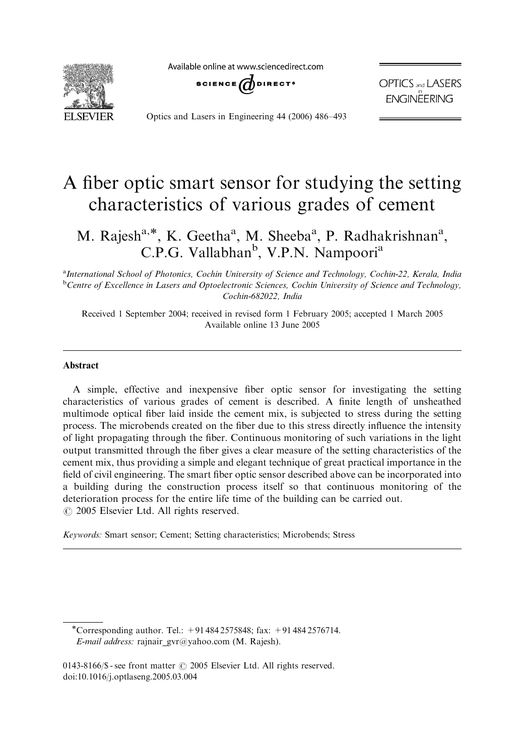# A fiber optic smart sensor for studying the setting characteristics of various grades of cement

M. Rajesh[a,*], K. Geetha[a], M. Sheeba[a], P. Radhakrishnan[a], C.P.G. Vallabhan[b], V.P.N. Nampoori[a]

[a]International School of Photonics, Cochin University of Science and Technology, Cochin-22, Kerala, India

[b]Centre of Excellence in Lasers and Optoelectronic Sciences, Cochin University of Science and Technology, Cochin-682022, India

Received 1 September 2004; received in revised form 1 February 2005; accepted 1 March 2005

Available online 13 June 2005

## Abstract

A simple, effective and inexpensive fiber optic sensor for investigating the setting characteristics of various grades of cement is described. A finite length of unsheathed multimode optical fiber laid inside the cement mix, is subjected to stress during the setting process. The microbends created on the fiber due to this stress directly influence the intensity of light propagating through the fiber. Continuous monitoring of such variations in the light output transmitted through the fiber gives a clear measure of the setting characteristics of the cement mix, thus providing a simple and elegant technique of great practical importance in the field of civil engineering. The smart fiber optic sensor described above can be incorporated into a building during the construction process itself so that continuous monitoring of the deterioration process for the entire life time of the building can be carried out.

© 2005 Elsevier Ltd. All rights reserved.

*Keywords:* Smart sensor; Cement; Setting characteristics; Microbends; Stress

---

*Corresponding author. Tel.: +91 484 2575848; fax: +91 484 2576714.
*E-mail address:* rajnair_gvr@yahoo.com (M. Rajesh).

0143-8166/$ - see front matter © 2005 Elsevier Ltd. All rights reserved.
doi:10.1016/j.optlaseng.2005.03.004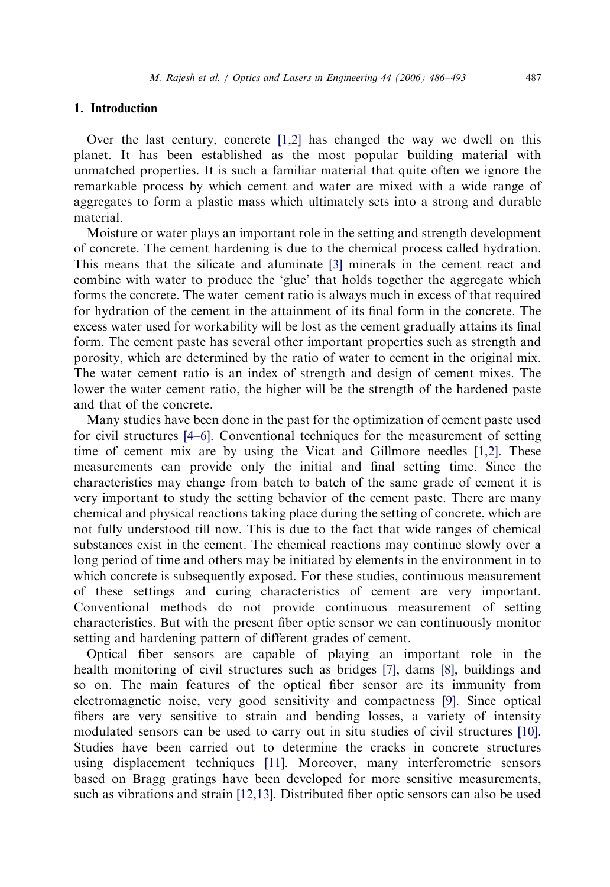## 1. Introduction

Over the last century, concrete [1,2] has changed the way we dwell on this planet. It has been established as the most popular building material with unmatched properties. It is such a familiar material that quite often we ignore the remarkable process by which cement and water are mixed with a wide range of aggregates to form a plastic mass which ultimately sets into a strong and durable material.

Moisture or water plays an important role in the setting and strength development of concrete. The cement hardening is due to the chemical process called hydration. This means that the silicate and aluminate [3] minerals in the cement react and combine with water to produce the 'glue' that holds together the aggregate which forms the concrete. The water–cement ratio is always much in excess of that required for hydration of the cement in the attainment of its final form in the concrete. The excess water used for workability will be lost as the cement gradually attains its final form. The cement paste has several other important properties such as strength and porosity, which are determined by the ratio of water to cement in the original mix. The water–cement ratio is an index of strength and design of cement mixes. The lower the water cement ratio, the higher will be the strength of the hardened paste and that of the concrete.

Many studies have been done in the past for the optimization of cement paste used for civil structures [4–6]. Conventional techniques for the measurement of setting time of cement mix are by using the Vicat and Gillmore needles [1,2]. These measurements can provide only the initial and final setting time. Since the characteristics may change from batch to batch of the same grade of cement it is very important to study the setting behavior of the cement paste. There are many chemical and physical reactions taking place during the setting of concrete, which are not fully understood till now. This is due to the fact that wide ranges of chemical substances exist in the cement. The chemical reactions may continue slowly over a long period of time and others may be initiated by elements in the environment in to which concrete is subsequently exposed. For these studies, continuous measurement of these settings and curing characteristics of cement are very important. Conventional methods do not provide continuous measurement of setting characteristics. But with the present fiber optic sensor we can continuously monitor setting and hardening pattern of different grades of cement.

Optical fiber sensors are capable of playing an important role in the health monitoring of civil structures such as bridges [7], dams [8], buildings and so on. The main features of the optical fiber sensor are its immunity from electromagnetic noise, very good sensitivity and compactness [9]. Since optical fibers are very sensitive to strain and bending losses, a variety of intensity modulated sensors can be used to carry out in situ studies of civil structures [10]. Studies have been carried out to determine the cracks in concrete structures using displacement techniques [11]. Moreover, many interferometric sensors based on Bragg gratings have been developed for more sensitive measurements, such as vibrations and strain [12,13]. Distributed fiber optic sensors can also be used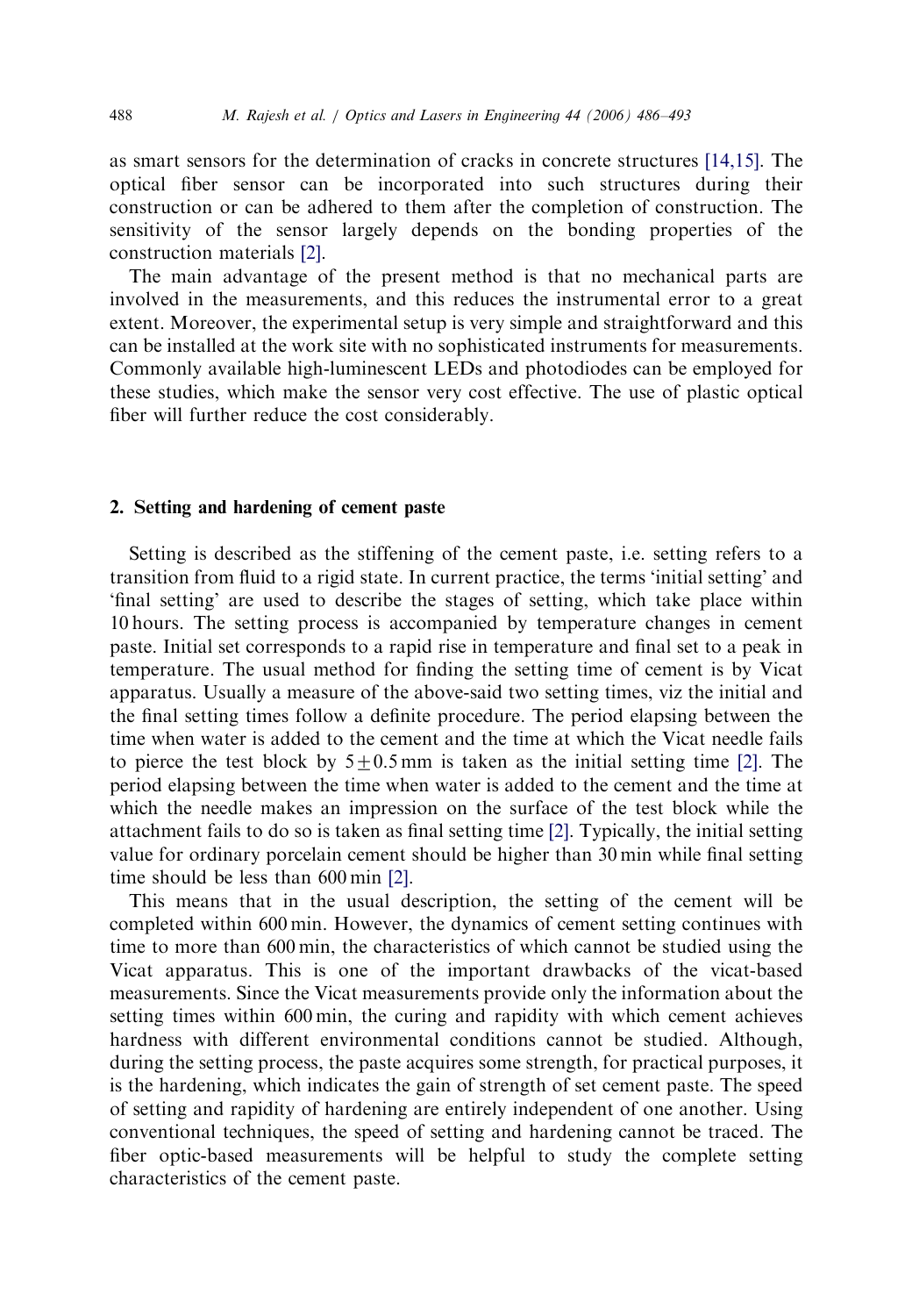as smart sensors for the determination of cracks in concrete structures [14,15]. The optical fiber sensor can be incorporated into such structures during their construction or can be adhered to them after the completion of construction. The sensitivity of the sensor largely depends on the bonding properties of the construction materials [2].

The main advantage of the present method is that no mechanical parts are involved in the measurements, and this reduces the instrumental error to a great extent. Moreover, the experimental setup is very simple and straightforward and this can be installed at the work site with no sophisticated instruments for measurements. Commonly available high-luminescent LEDs and photodiodes can be employed for these studies, which make the sensor very cost effective. The use of plastic optical fiber will further reduce the cost considerably.

## 2. Setting and hardening of cement paste

Setting is described as the stiffening of the cement paste, i.e. setting refers to a transition from fluid to a rigid state. In current practice, the terms 'initial setting' and 'final setting' are used to describe the stages of setting, which take place within 10 hours. The setting process is accompanied by temperature changes in cement paste. Initial set corresponds to a rapid rise in temperature and final set to a peak in temperature. The usual method for finding the setting time of cement is by Vicat apparatus. Usually a measure of the above-said two setting times, viz the initial and the final setting times follow a definite procedure. The period elapsing between the time when water is added to the cement and the time at which the Vicat needle fails to pierce the test block by $5 \pm 0.5$ mm is taken as the initial setting time [2]. The period elapsing between the time when water is added to the cement and the time at which the needle makes an impression on the surface of the test block while the attachment fails to do so is taken as final setting time [2]. Typically, the initial setting value for ordinary porcelain cement should be higher than 30 min while final setting time should be less than 600 min [2].

This means that in the usual description, the setting of the cement will be completed within 600 min. However, the dynamics of cement setting continues with time to more than 600 min, the characteristics of which cannot be studied using the Vicat apparatus. This is one of the important drawbacks of the vicat-based measurements. Since the Vicat measurements provide only the information about the setting times within 600 min, the curing and rapidity with which cement achieves hardness with different environmental conditions cannot be studied. Although, during the setting process, the paste acquires some strength, for practical purposes, it is the hardening, which indicates the gain of strength of set cement paste. The speed of setting and rapidity of hardening are entirely independent of one another. Using conventional techniques, the speed of setting and hardening cannot be traced. The fiber optic-based measurements will be helpful to study the complete setting characteristics of the cement paste.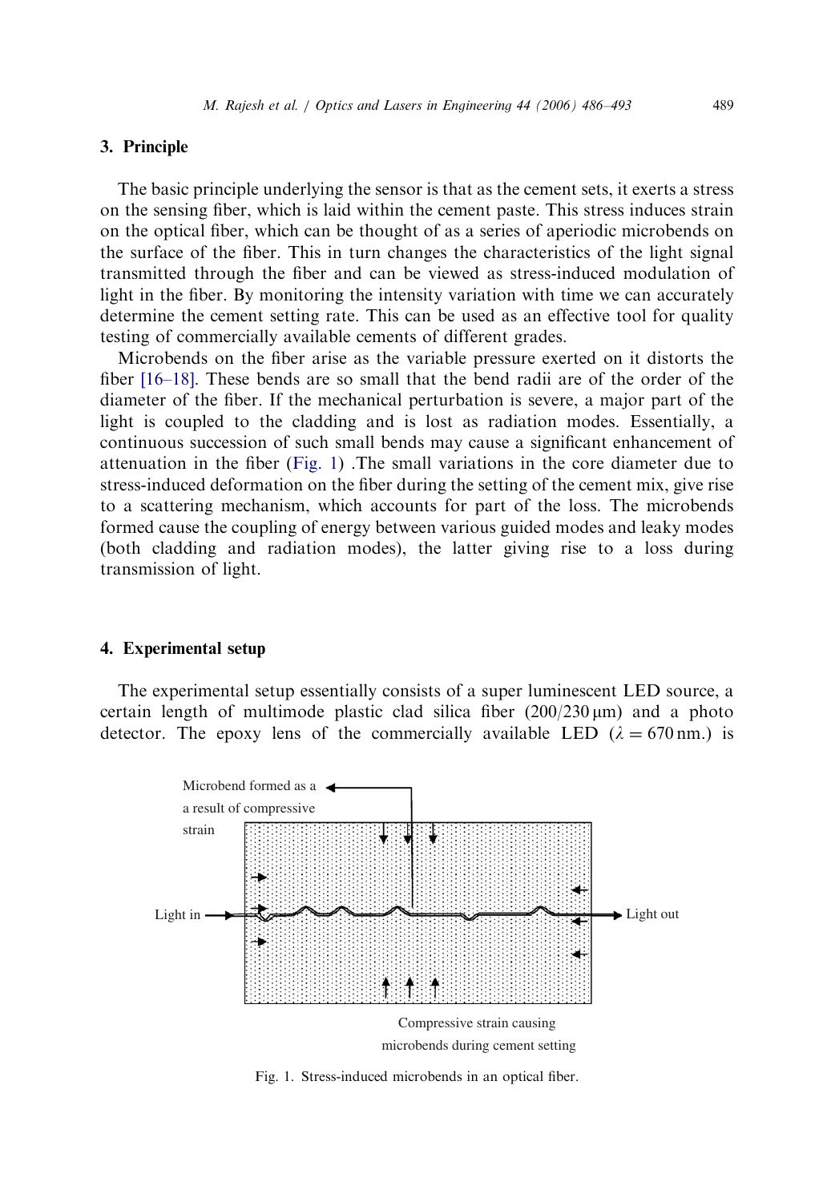## 3. Principle

The basic principle underlying the sensor is that as the cement sets, it exerts a stress on the sensing fiber, which is laid within the cement paste. This stress induces strain on the optical fiber, which can be thought of as a series of aperiodic microbends on the surface of the fiber. This in turn changes the characteristics of the light signal transmitted through the fiber and can be viewed as stress-induced modulation of light in the fiber. By monitoring the intensity variation with time we can accurately determine the cement setting rate. This can be used as an effective tool for quality testing of commercially available cements of different grades.

Microbends on the fiber arise as the variable pressure exerted on it distorts the fiber [16–18]. These bends are so small that the bend radii are of the order of the diameter of the fiber. If the mechanical perturbation is severe, a major part of the light is coupled to the cladding and is lost as radiation modes. Essentially, a continuous succession of such small bends may cause a significant enhancement of attenuation in the fiber (Fig. 1) .The small variations in the core diameter due to stress-induced deformation on the fiber during the setting of the cement mix, give rise to a scattering mechanism, which accounts for part of the loss. The microbends formed cause the coupling of energy between various guided modes and leaky modes (both cladding and radiation modes), the latter giving rise to a loss during transmission of light.

## 4. Experimental setup

The experimental setup essentially consists of a super luminescent LED source, a certain length of multimode plastic clad silica fiber (200/230 μm) and a photo detector. The epoxy lens of the commercially available LED ($\lambda = 670$ nm.) is

Microbend formed as a a result of compressive strain

Light in

Light out

Compressive strain causing microbends during cement setting

Fig. 1. Stress-induced microbends in an optical fiber.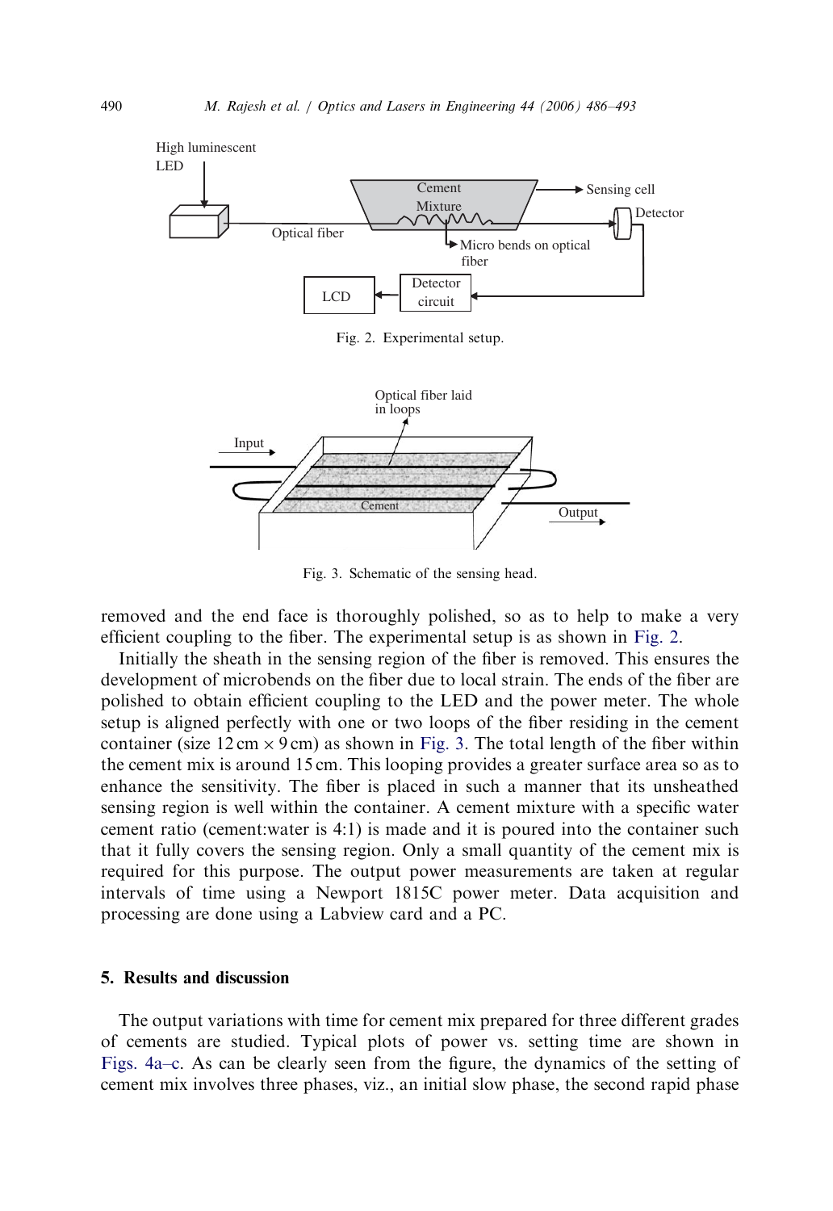Fig. 2. Experimental setup.

Fig. 3. Schematic of the sensing head.

removed and the end face is thoroughly polished, so as to help to make a very efficient coupling to the fiber. The experimental setup is as shown in Fig. 2.

Initially the sheath in the sensing region of the fiber is removed. This ensures the development of microbends on the fiber due to local strain. The ends of the fiber are polished to obtain efficient coupling to the LED and the power meter. The whole setup is aligned perfectly with one or two loops of the fiber residing in the cement container (size $12\,\text{cm} \times 9\,\text{cm}$) as shown in Fig. 3. The total length of the fiber within the cement mix is around 15 cm. This looping provides a greater surface area so as to enhance the sensitivity. The fiber is placed in such a manner that its unsheathed sensing region is well within the container. A cement mixture with a specific water cement ratio (cement:water is 4:1) is made and it is poured into the container such that it fully covers the sensing region. Only a small quantity of the cement mix is required for this purpose. The output power measurements are taken at regular intervals of time using a Newport 1815C power meter. Data acquisition and processing are done using a Labview card and a PC.

## 5. Results and discussion

The output variations with time for cement mix prepared for three different grades of cements are studied. Typical plots of power vs. setting time are shown in Figs. 4a–c. As can be clearly seen from the figure, the dynamics of the setting of cement mix involves three phases, viz., an initial slow phase, the second rapid phase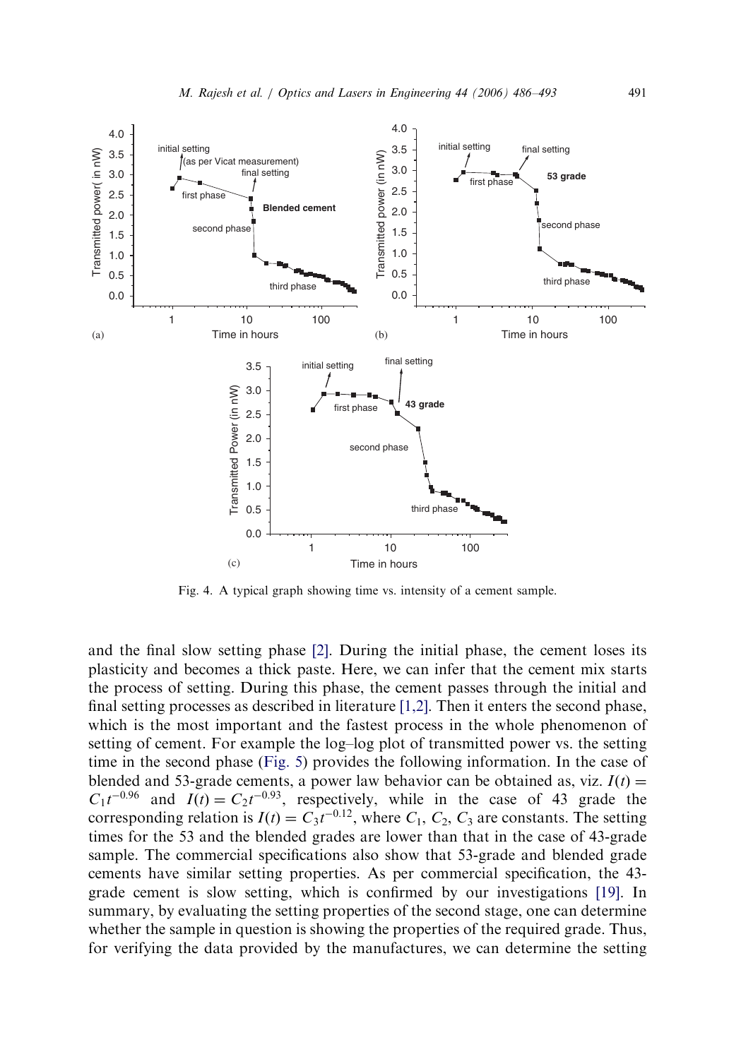Fig. 4. A typical graph showing time vs. intensity of a cement sample.

and the final slow setting phase [2]. During the initial phase, the cement loses its plasticity and becomes a thick paste. Here, we can infer that the cement mix starts the process of setting. During this phase, the cement passes through the initial and final setting processes as described in literature [1,2]. Then it enters the second phase, which is the most important and the fastest process in the whole phenomenon of setting of cement. For example the log–log plot of transmitted power vs. the setting time in the second phase (Fig. 5) provides the following information. In the case of blended and 53-grade cements, a power law behavior can be obtained as, viz. $I(t) = C_1 t^{-0.96}$ and $I(t) = C_2 t^{-0.93}$, respectively, while in the case of 43 grade the corresponding relation is $I(t) = C_3 t^{-0.12}$, where $C_1$, $C_2$, $C_3$ are constants. The setting times for the 53 and the blended grades are lower than that in the case of 43-grade sample. The commercial specifications also show that 53-grade and blended grade cements have similar setting properties. As per commercial specification, the 43-grade cement is slow setting, which is confirmed by our investigations [19]. In summary, by evaluating the setting properties of the second stage, one can determine whether the sample in question is showing the properties of the required grade. Thus, for verifying the data provided by the manufactures, we can determine the setting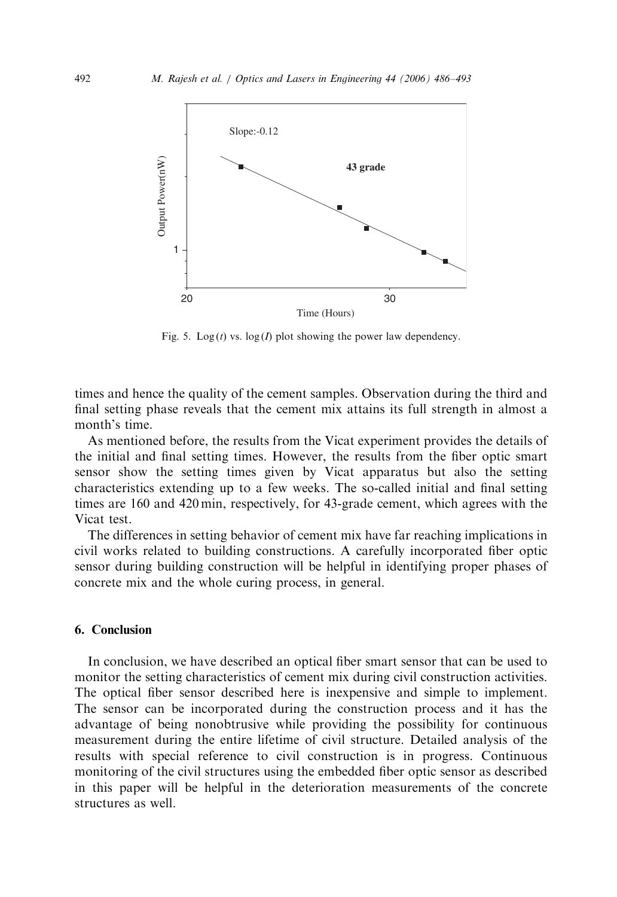Fig. 5. $\text{Log}\,(t)$ vs. $\log\,(I)$ plot showing the power law dependency.

times and hence the quality of the cement samples. Observation during the third and final setting phase reveals that the cement mix attains its full strength in almost a month's time.

As mentioned before, the results from the Vicat experiment provides the details of the initial and final setting times. However, the results from the fiber optic smart sensor show the setting times given by Vicat apparatus but also the setting characteristics extending up to a few weeks. The so-called initial and final setting times are 160 and 420 min, respectively, for 43-grade cement, which agrees with the Vicat test.

The differences in setting behavior of cement mix have far reaching implications in civil works related to building constructions. A carefully incorporated fiber optic sensor during building construction will be helpful in identifying proper phases of concrete mix and the whole curing process, in general.

## 6. Conclusion

In conclusion, we have described an optical fiber smart sensor that can be used to monitor the setting characteristics of cement mix during civil construction activities. The optical fiber sensor described here is inexpensive and simple to implement. The sensor can be incorporated during the construction process and it has the advantage of being nonobtrusive while providing the possibility for continuous measurement during the entire lifetime of civil structure. Detailed analysis of the results with special reference to civil construction is in progress. Continuous monitoring of the civil structures using the embedded fiber optic sensor as described in this paper will be helpful in the deterioration measurements of the concrete structures as well.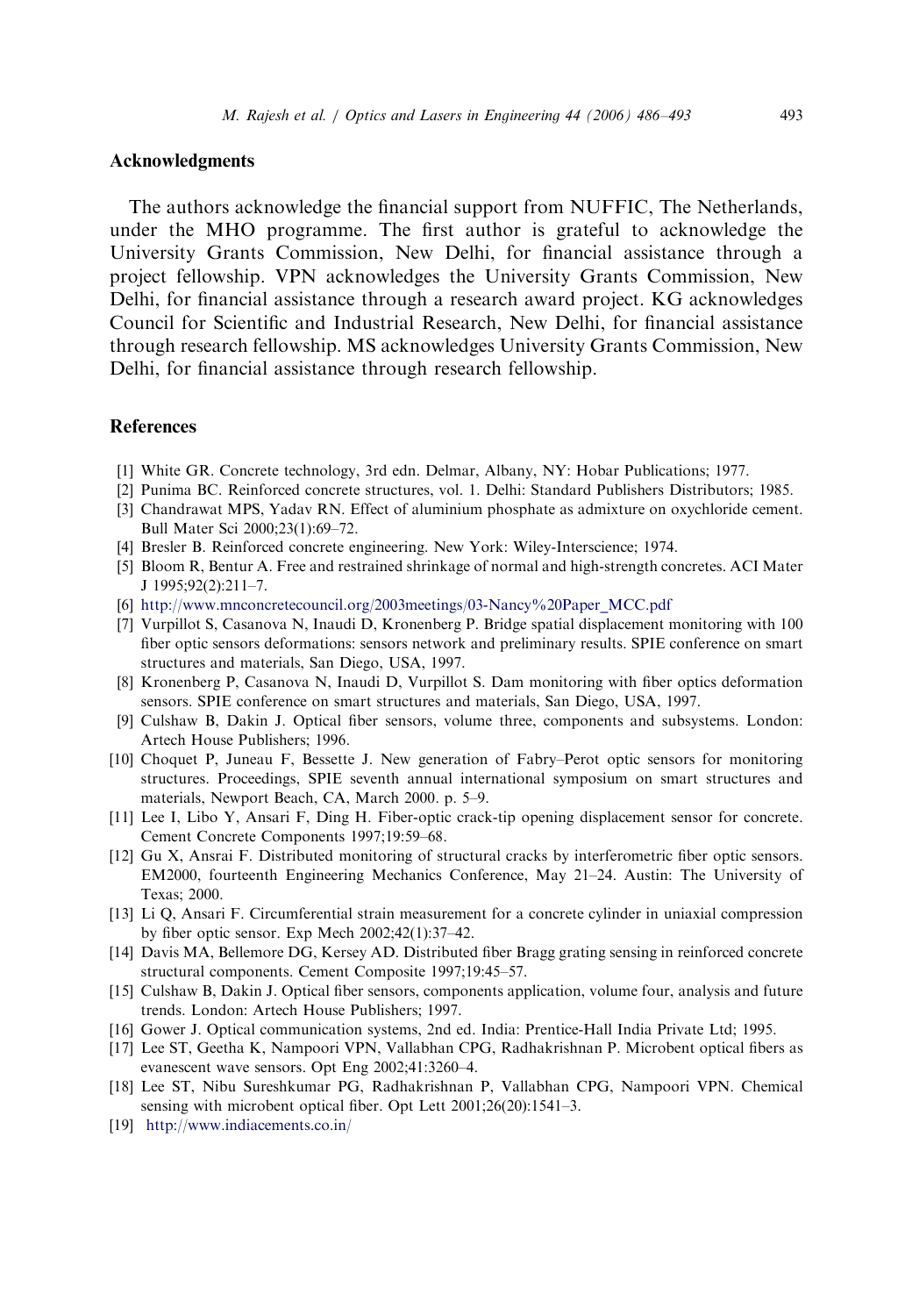## Acknowledgments

The authors acknowledge the financial support from NUFFIC, The Netherlands, under the MHO programme. The first author is grateful to acknowledge the University Grants Commission, New Delhi, for financial assistance through a project fellowship. VPN acknowledges the University Grants Commission, New Delhi, for financial assistance through a research award project. KG acknowledges Council for Scientific and Industrial Research, New Delhi, for financial assistance through research fellowship. MS acknowledges University Grants Commission, New Delhi, for financial assistance through research fellowship.

## References

[1] White GR. Concrete technology, 3rd edn. Delmar, Albany, NY: Hobar Publications; 1977.

[2] Punima BC. Reinforced concrete structures, vol. 1. Delhi: Standard Publishers Distributors; 1985.

[3] Chandrawat MPS, Yadav RN. Effect of aluminium phosphate as admixture on oxychloride cement. Bull Mater Sci 2000;23(1):69–72.

[4] Bresler B. Reinforced concrete engineering. New York: Wiley-Interscience; 1974.

[5] Bloom R, Bentur A. Free and restrained shrinkage of normal and high-strength concretes. ACI Mater J 1995;92(2):211–7.

[6] http://www.mnconcretecouncil.org/2003meetings/03-Nancy%20Paper_MCC.pdf

[7] Vurpillot S, Casanova N, Inaudi D, Kronenberg P. Bridge spatial displacement monitoring with 100 fiber optic sensors deformations: sensors network and preliminary results. SPIE conference on smart structures and materials, San Diego, USA, 1997.

[8] Kronenberg P, Casanova N, Inaudi D, Vurpillot S. Dam monitoring with fiber optics deformation sensors. SPIE conference on smart structures and materials, San Diego, USA, 1997.

[9] Culshaw B, Dakin J. Optical fiber sensors, volume three, components and subsystems. London: Artech House Publishers; 1996.

[10] Choquet P, Juneau F, Bessette J. New generation of Fabry–Perot optic sensors for monitoring structures. Proceedings, SPIE seventh annual international symposium on smart structures and materials, Newport Beach, CA, March 2000. p. 5–9.

[11] Lee I, Libo Y, Ansari F, Ding H. Fiber-optic crack-tip opening displacement sensor for concrete. Cement Concrete Components 1997;19:59–68.

[12] Gu X, Ansrai F. Distributed monitoring of structural cracks by interferometric fiber optic sensors. EM2000, fourteenth Engineering Mechanics Conference, May 21–24. Austin: The University of Texas; 2000.

[13] Li Q, Ansari F. Circumferential strain measurement for a concrete cylinder in uniaxial compression by fiber optic sensor. Exp Mech 2002;42(1):37–42.

[14] Davis MA, Bellemore DG, Kersey AD. Distributed fiber Bragg grating sensing in reinforced concrete structural components. Cement Composite 1997;19:45–57.

[15] Culshaw B, Dakin J. Optical fiber sensors, components application, volume four, analysis and future trends. London: Artech House Publishers; 1997.

[16] Gower J. Optical communication systems, 2nd ed. India: Prentice-Hall India Private Ltd; 1995.

[17] Lee ST, Geetha K, Nampoori VPN, Vallabhan CPG, Radhakrishnan P. Microbent optical fibers as evanescent wave sensors. Opt Eng 2002;41:3260–4.

[18] Lee ST, Nibu Sureshkumar PG, Radhakrishnan P, Vallabhan CPG, Nampoori VPN. Chemical sensing with microbent optical fiber. Opt Lett 2001;26(20):1541–3.

[19] http://www.indiacements.co.in/